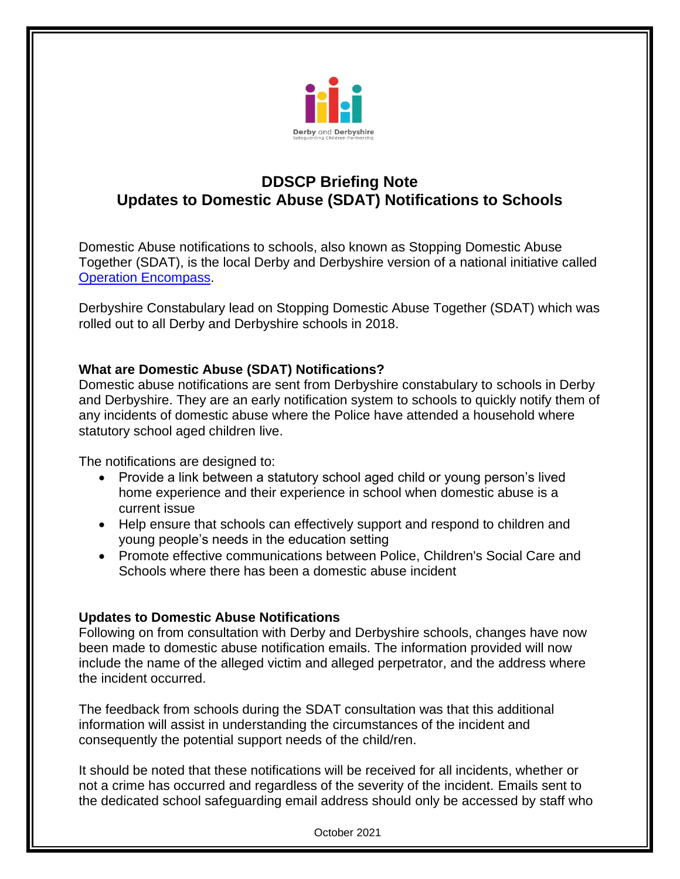# DDSCP Briefing Note
## Updates to Domestic Abuse (SDAT) Notifications to Schools

Domestic Abuse notifications to schools, also known as Stopping Domestic Abuse Together (SDAT), is the local Derby and Derbyshire version of a national initiative called [Operation Encompass](Operation Encompass).

Derbyshire Constabulary lead on Stopping Domestic Abuse Together (SDAT) which was rolled out to all Derby and Derbyshire schools in 2018.

### What are Domestic Abuse (SDAT) Notifications?

Domestic abuse notifications are sent from Derbyshire constabulary to schools in Derby and Derbyshire. They are an early notification system to schools to quickly notify them of any incidents of domestic abuse where the Police have attended a household where statutory school aged children live.

The notifications are designed to:

- Provide a link between a statutory school aged child or young person's lived home experience and their experience in school when domestic abuse is a current issue
- Help ensure that schools can effectively support and respond to children and young people's needs in the education setting
- Promote effective communications between Police, Children's Social Care and Schools where there has been a domestic abuse incident

### Updates to Domestic Abuse Notifications

Following on from consultation with Derby and Derbyshire schools, changes have now been made to domestic abuse notification emails. The information provided will now include the name of the alleged victim and alleged perpetrator, and the address where the incident occurred.

The feedback from schools during the SDAT consultation was that this additional information will assist in understanding the circumstances of the incident and consequently the potential support needs of the child/ren.

It should be noted that these notifications will be received for all incidents, whether or not a crime has occurred and regardless of the severity of the incident. Emails sent to the dedicated school safeguarding email address should only be accessed by staff who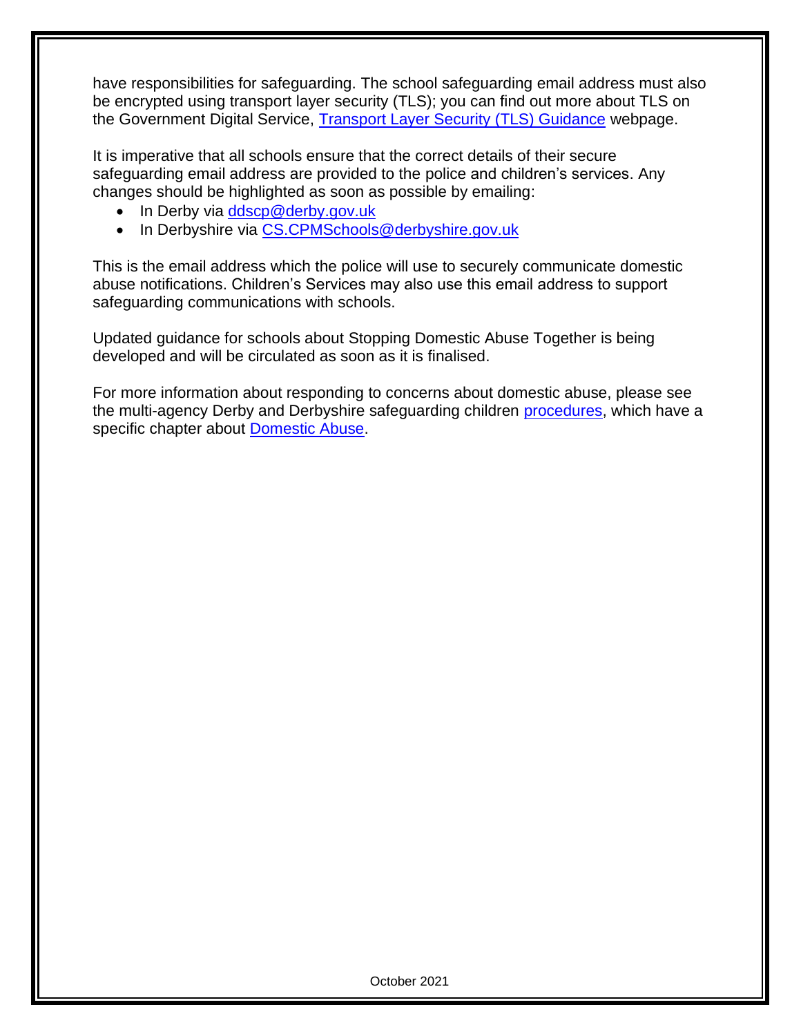have responsibilities for safeguarding. The school safeguarding email address must also be encrypted using transport layer security (TLS); you can find out more about TLS on the Government Digital Service, Transport Layer Security (TLS) Guidance webpage.

It is imperative that all schools ensure that the correct details of their secure safeguarding email address are provided to the police and children's services. Any changes should be highlighted as soon as possible by emailing:

- In Derby via ddscp@derby.gov.uk
- In Derbyshire via CS.CPMSchools@derbyshire.gov.uk

This is the email address which the police will use to securely communicate domestic abuse notifications. Children's Services may also use this email address to support safeguarding communications with schools.

Updated guidance for schools about Stopping Domestic Abuse Together is being developed and will be circulated as soon as it is finalised.

For more information about responding to concerns about domestic abuse, please see the multi-agency Derby and Derbyshire safeguarding children procedures, which have a specific chapter about Domestic Abuse.